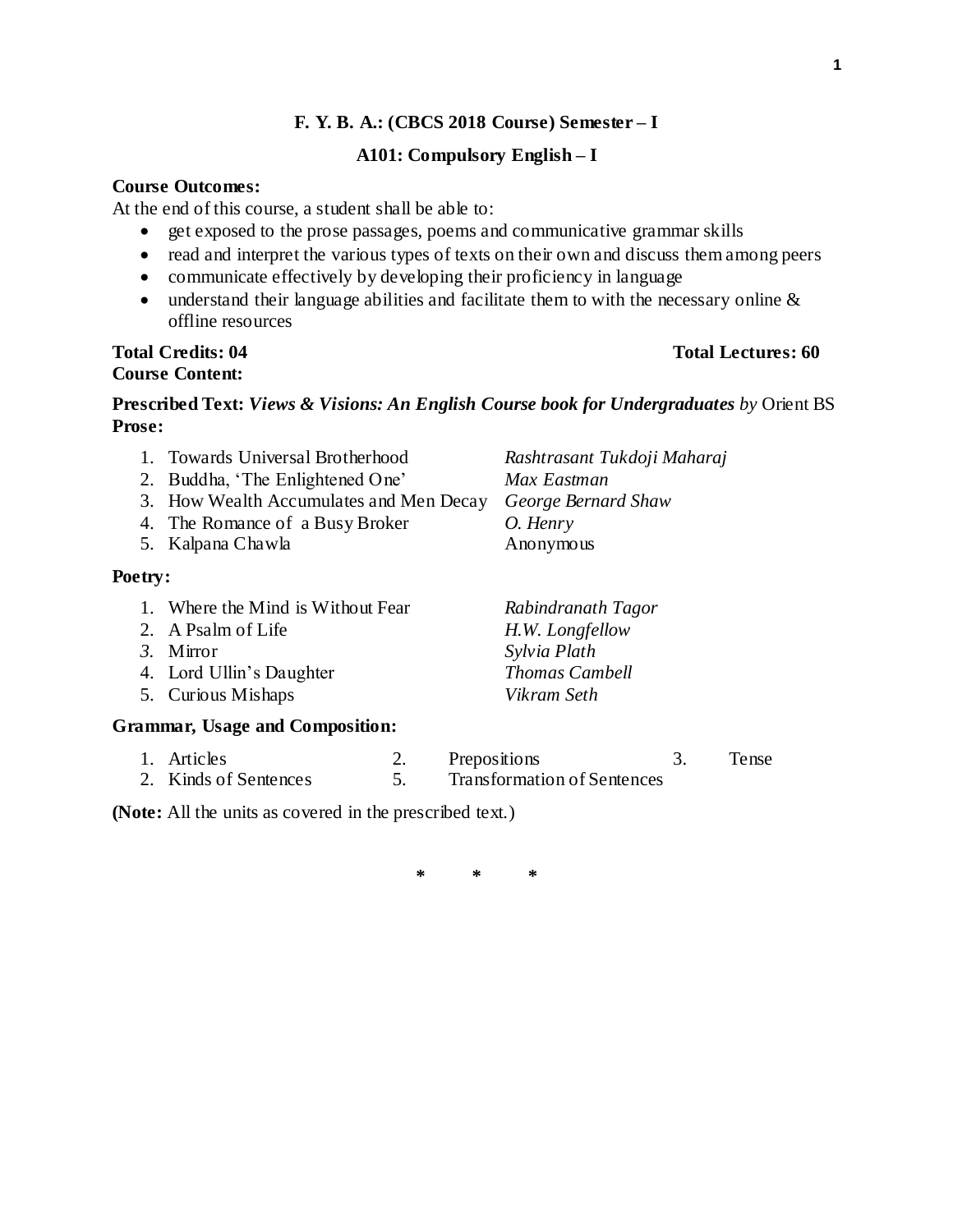**F. Y. B. A.: (CBCS 2018 Course) Semester – I**

**A101: Compulsory English – I**

**Course Outcomes:**

At the end of this course, a student shall be able to:

- get exposed to the prose passages, poems and communicative grammar skills
- read and interpret the various types of texts on their own and discuss them among peers
- communicate effectively by developing their proficiency in language
- understand their language abilities and facilitate them to with the necessary online & offline resources

**Total Credits: 04** **Total Lectures: 60**

**Course Content:**

**Prescribed Text:** ***Views & Visions: An English Course book for Undergraduates*** *by* Orient BS

**Prose:**

1. Towards Universal Brotherhood — *Rashtrasant Tukdoji Maharaj*
2. Buddha, 'The Enlightened One' — *Max Eastman*
3. How Wealth Accumulates and Men Decay — *George Bernard Shaw*
4. The Romance of a Busy Broker — *O. Henry*
5. Kalpana Chawla — Anonymous

**Poetry:**

1. Where the Mind is Without Fear — *Rabindranath Tagor*
2. A Psalm of Life — *H.W. Longfellow*
3. Mirror — *Sylvia Plath*
4. Lord Ullin's Daughter — *Thomas Cambell*
5. Curious Mishaps — *Vikram Seth*

**Grammar, Usage and Composition:**

1. Articles
2. Prepositions
3. Tense
2. Kinds of Sentences
5. Transformation of Sentences

**(Note:** All the units as covered in the prescribed text.)

\* \* \*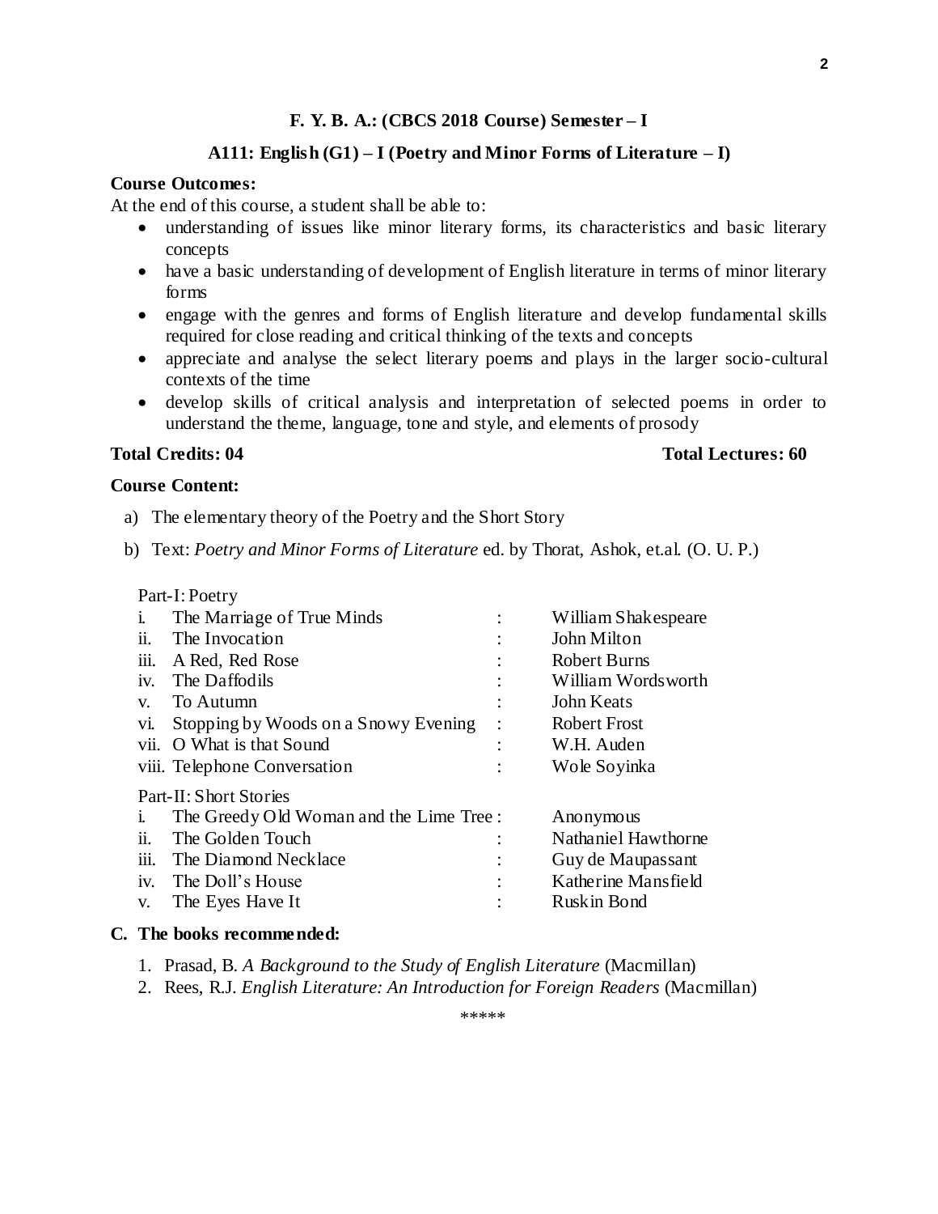**F. Y. B. A.: (CBCS 2018 Course) Semester – I**

**A111: English (G1) – I (Poetry and Minor Forms of Literature – I)**

**Course Outcomes:**

At the end of this course, a student shall be able to:

- understanding of issues like minor literary forms, its characteristics and basic literary concepts
- have a basic understanding of development of English literature in terms of minor literary forms
- engage with the genres and forms of English literature and develop fundamental skills required for close reading and critical thinking of the texts and concepts
- appreciate and analyse the select literary poems and plays in the larger socio-cultural contexts of the time
- develop skills of critical analysis and interpretation of selected poems in order to understand the theme, language, tone and style, and elements of prosody

**Total Credits: 04** **Total Lectures: 60**

**Course Content:**

a) The elementary theory of the Poetry and the Short Story

b) Text: *Poetry and Minor Forms of Literature* ed. by Thorat, Ashok, et.al. (O. U. P.)

Part-I: Poetry

| | Title | | Author |
|---|---|---|---|
| i. | The Marriage of True Minds | : | William Shakespeare |
| ii. | The Invocation | : | John Milton |
| iii. | A Red, Red Rose | : | Robert Burns |
| iv. | The Daffodils | : | William Wordsworth |
| v. | To Autumn | : | John Keats |
| vi. | Stopping by Woods on a Snowy Evening | : | Robert Frost |
| vii. | O What is that Sound | : | W.H. Auden |
| viii. | Telephone Conversation | : | Wole Soyinka |

Part-II: Short Stories

| | Title | | Author |
|---|---|---|---|
| i. | The Greedy Old Woman and the Lime Tree | : | Anonymous |
| ii. | The Golden Touch | : | Nathaniel Hawthorne |
| iii. | The Diamond Necklace | : | Guy de Maupassant |
| iv. | The Doll's House | : | Katherine Mansfield |
| v. | The Eyes Have It | : | Ruskin Bond |

**C. The books recommended:**

1. Prasad, B. *A Background to the Study of English Literature* (Macmillan)
2. Rees, R.J. *English Literature: An Introduction for Foreign Readers* (Macmillan)

\*\*\*\*\*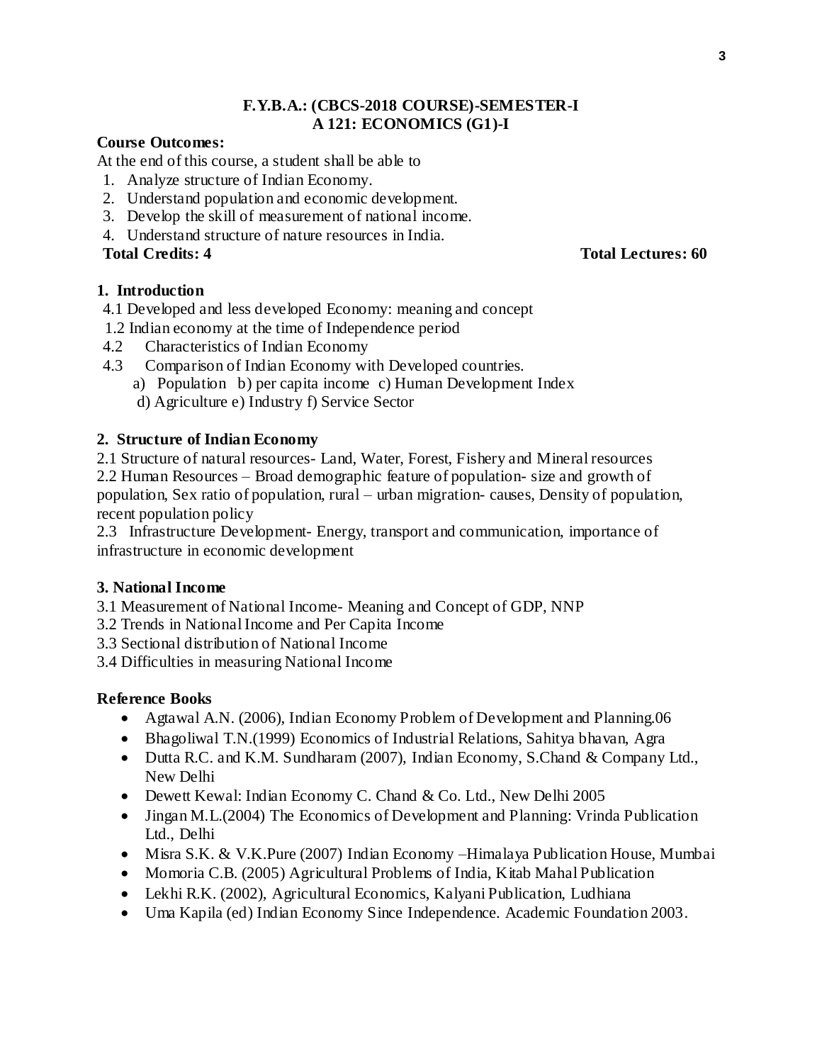**F.Y.B.A.: (CBCS-2018 COURSE)-SEMESTER-I**
**A 121: ECONOMICS (G1)-I**

**Course Outcomes:**

At the end of this course, a student shall be able to

1. Analyze structure of Indian Economy.
2. Understand population and economic development.
3. Develop the skill of measurement of national income.
4. Understand structure of nature resources in India.

**Total Credits: 4** **Total Lectures: 60**

**1. Introduction**

4.1 Developed and less developed Economy: meaning and concept
1.2 Indian economy at the time of Independence period
4.2 Characteristics of Indian Economy
4.3 Comparison of Indian Economy with Developed countries.
a) Population b) per capita income c) Human Development Index
d) Agriculture e) Industry f) Service Sector

**2. Structure of Indian Economy**

2.1 Structure of natural resources- Land, Water, Forest, Fishery and Mineral resources
2.2 Human Resources – Broad demographic feature of population- size and growth of population, Sex ratio of population, rural – urban migration- causes, Density of population, recent population policy
2.3 Infrastructure Development- Energy, transport and communication, importance of infrastructure in economic development

**3. National Income**

3.1 Measurement of National Income- Meaning and Concept of GDP, NNP
3.2 Trends in National Income and Per Capita Income
3.3 Sectional distribution of National Income
3.4 Difficulties in measuring National Income

**Reference Books**

- Agtawal A.N. (2006), Indian Economy Problem of Development and Planning.06
- Bhagoliwal T.N.(1999) Economics of Industrial Relations, Sahitya bhavan, Agra
- Dutta R.C. and K.M. Sundharam (2007), Indian Economy, S.Chand & Company Ltd., New Delhi
- Dewett Kewal: Indian Economy C. Chand & Co. Ltd., New Delhi 2005
- Jingan M.L.(2004) The Economics of Development and Planning: Vrinda Publication Ltd., Delhi
- Misra S.K. & V.K.Pure (2007) Indian Economy –Himalaya Publication House, Mumbai
- Momoria C.B. (2005) Agricultural Problems of India, Kitab Mahal Publication
- Lekhi R.K. (2002), Agricultural Economics, Kalyani Publication, Ludhiana
- Uma Kapila (ed) Indian Economy Since Independence. Academic Foundation 2003.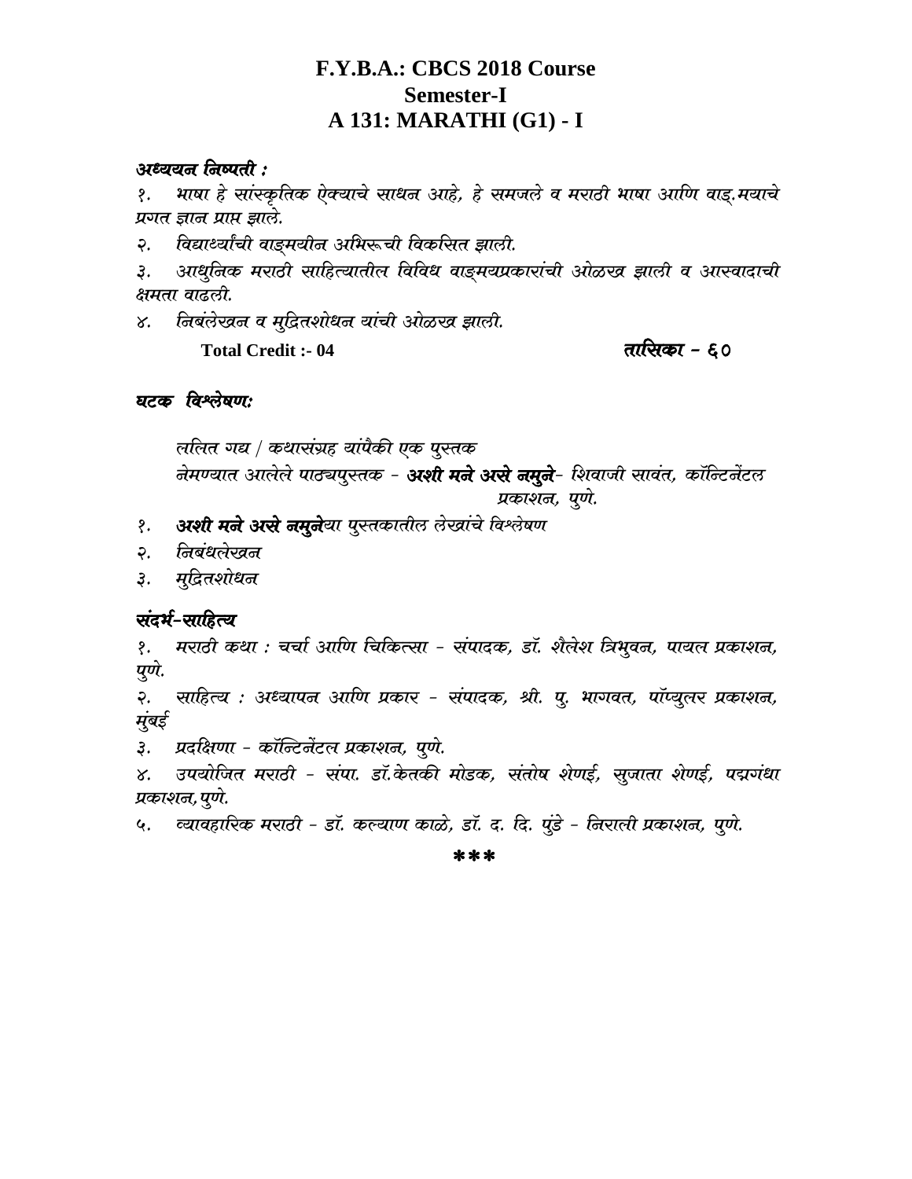# F.Y.B.A.: CBCS 2018 Course
## Semester-I
## A 131: MARATHI (G1) - I

***अध्ययन निष्पती :***

१. *भाषा हे सांस्कृतिक ऐक्याचे साधन आहे, हे समजले व मराठी भाषा आणि वाङ्.मयाचे प्रगत ज्ञान प्राप्त झाले.*

२. *विद्यार्थ्यांची वाङ्मयीन अभिरूची विकसित झाली.*

३. *आधुनिक मराठी साहित्यातील विविध वाङ्मयप्रकारांची ओळख झाली व आस्वादाची क्षमता वाढली.*

४. *निबंलेखन व मुद्रितशोधन यांची ओळख झाली.*

**Total Credit :- 04** ***तासिका – ६०***

***घटक विश्लेषण:***

*ललित गद्य / कथासंग्रह यांपैकी एक पुस्तक*

*नेमण्यात आलेले पाठ्यपुस्तक -* ***अशी मने असे नमुने****- शिवाजी सावंत, कॉन्टिनेंटल प्रकाशन, पुणे.*

१. ***अशी मने असे नमुने****या पुस्तकातील लेखांचे विश्लेषण*

२. *निबंधलेखन*

३. *मुद्रितशोधन*

***संदर्भ-साहित्य***

१. *मराठी कथा : चर्चा आणि चिकित्सा - संपादक, डॉ. शैलेश त्रिभुवन, पायल प्रकाशन, पुणे.*

२. *साहित्य : अध्यापन आणि प्रकार - संपादक, श्री. पु. भागवत, पॉप्युलर प्रकाशन, मुंबई*

३. *प्रदक्षिणा - कॉन्टिनेंटल प्रकाशन, पुणे.*

४. *उपयोजित मराठी - संपा. डॉ.केतकी मोडक, संतोष शेणई, सुजाता शेणई, पद्मगंधा प्रकाशन,पुणे.*

५. *व्यावहारिक मराठी - डॉ. कल्याण काळे, डॉ. द. दि. पुंडे - निराली प्रकाशन, पुणे.*

***